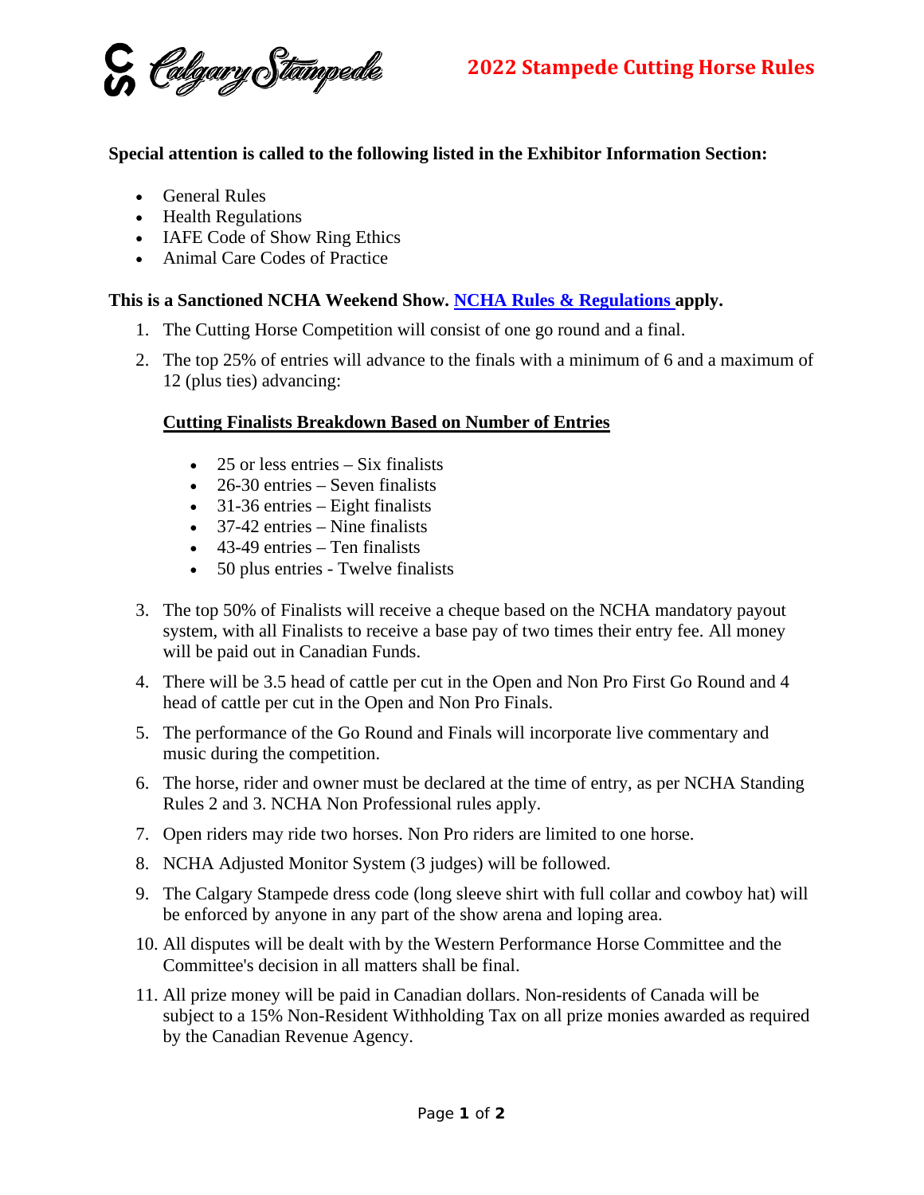# 2022 Stampede Cutting Horse Rules

**Special attention is called to the following listed in the Exhibitor Information Section:**

- General Rules
- Health Regulations
- IAFE Code of Show Ring Ethics
- Animal Care Codes of Practice

**This is a Sanctioned NCHA Weekend Show. NCHA Rules & Regulations apply.**

1. The Cutting Horse Competition will consist of one go round and a final.
2. The top 25% of entries will advance to the finals with a minimum of 6 and a maximum of 12 (plus ties) advancing:

   **Cutting Finalists Breakdown Based on Number of Entries**

   - 25 or less entries – Six finalists
   - 26-30 entries – Seven finalists
   - 31-36 entries – Eight finalists
   - 37-42 entries – Nine finalists
   - 43-49 entries – Ten finalists
   - 50 plus entries - Twelve finalists

3. The top 50% of Finalists will receive a cheque based on the NCHA mandatory payout system, with all Finalists to receive a base pay of two times their entry fee. All money will be paid out in Canadian Funds.
4. There will be 3.5 head of cattle per cut in the Open and Non Pro First Go Round and 4 head of cattle per cut in the Open and Non Pro Finals.
5. The performance of the Go Round and Finals will incorporate live commentary and music during the competition.
6. The horse, rider and owner must be declared at the time of entry, as per NCHA Standing Rules 2 and 3. NCHA Non Professional rules apply.
7. Open riders may ride two horses. Non Pro riders are limited to one horse.
8. NCHA Adjusted Monitor System (3 judges) will be followed.
9. The Calgary Stampede dress code (long sleeve shirt with full collar and cowboy hat) will be enforced by anyone in any part of the show arena and loping area.
10. All disputes will be dealt with by the Western Performance Horse Committee and the Committee's decision in all matters shall be final.
11. All prize money will be paid in Canadian dollars. Non-residents of Canada will be subject to a 15% Non-Resident Withholding Tax on all prize monies awarded as required by the Canadian Revenue Agency.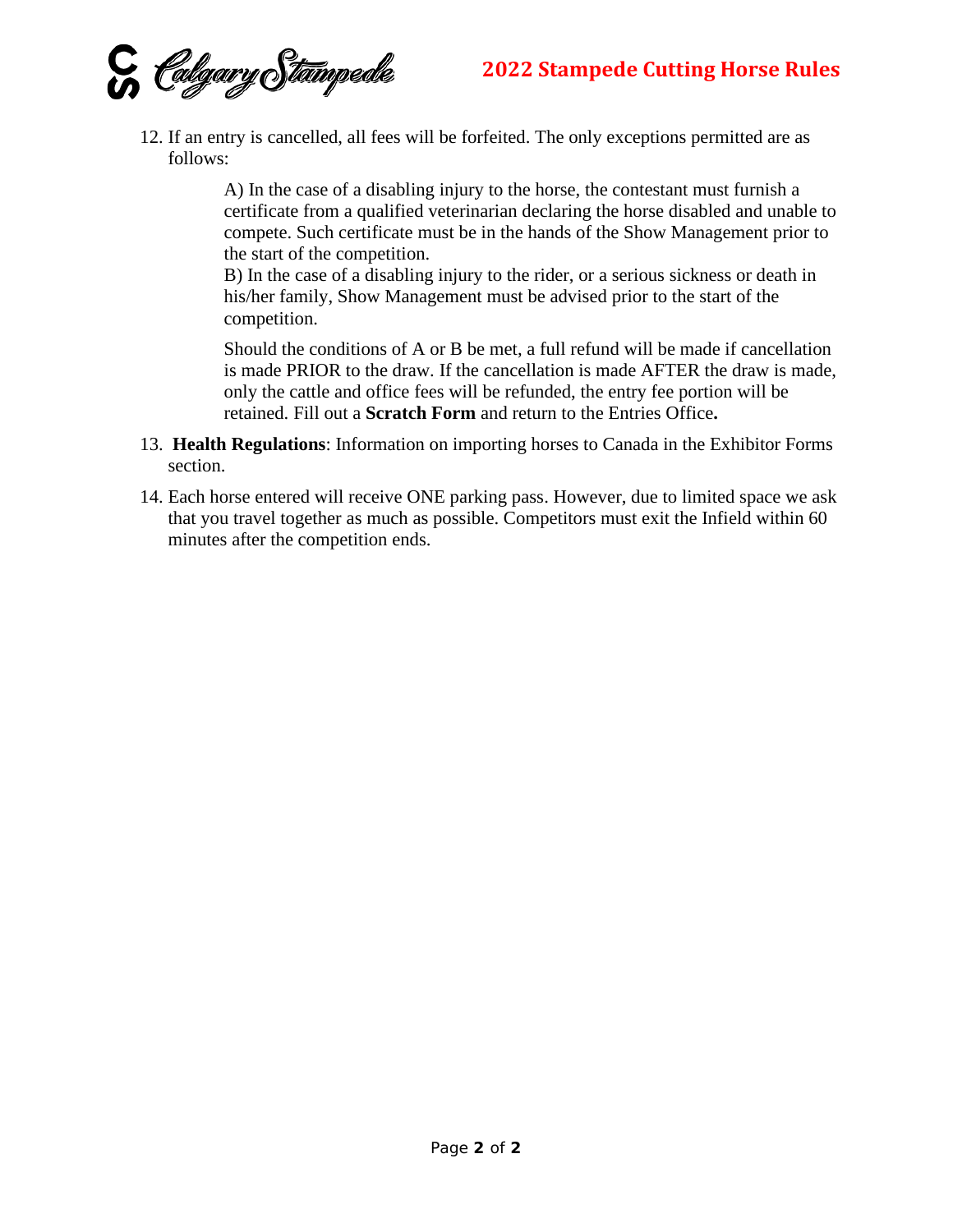12. If an entry is cancelled, all fees will be forfeited. The only exceptions permitted are as follows:

    A) In the case of a disabling injury to the horse, the contestant must furnish a certificate from a qualified veterinarian declaring the horse disabled and unable to compete. Such certificate must be in the hands of the Show Management prior to the start of the competition.
    B) In the case of a disabling injury to the rider, or a serious sickness or death in his/her family, Show Management must be advised prior to the start of the competition.

    Should the conditions of A or B be met, a full refund will be made if cancellation is made PRIOR to the draw. If the cancellation is made AFTER the draw is made, only the cattle and office fees will be refunded, the entry fee portion will be retained. Fill out a **Scratch Form** and return to the Entries Office**.**

13. **Health Regulations**: Information on importing horses to Canada in the Exhibitor Forms section.

14. Each horse entered will receive ONE parking pass. However, due to limited space we ask that you travel together as much as possible. Competitors must exit the Infield within 60 minutes after the competition ends.